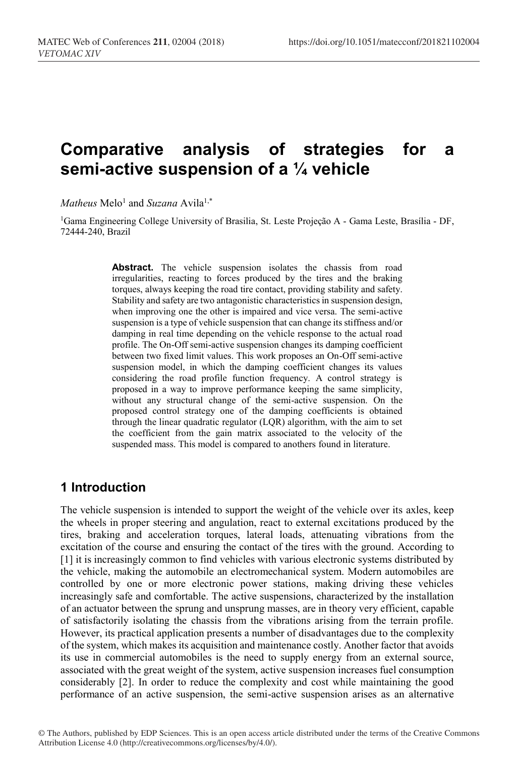# Comparative analysis of strategies for a semi-active suspension of a ¼ vehicle

*Matheus* Melo[1] and *Suzana* Avila[1,*]

[1]Gama Engineering College University of Brasilia, St. Leste Projeção A - Gama Leste, Brasília - DF, 72444-240, Brazil

**Abstract.** The vehicle suspension isolates the chassis from road irregularities, reacting to forces produced by the tires and the braking torques, always keeping the road tire contact, providing stability and safety. Stability and safety are two antagonistic characteristics in suspension design, when improving one the other is impaired and vice versa. The semi-active suspension is a type of vehicle suspension that can change its stiffness and/or damping in real time depending on the vehicle response to the actual road profile. The On-Off semi-active suspension changes its damping coefficient between two fixed limit values. This work proposes an On-Off semi-active suspension model, in which the damping coefficient changes its values considering the road profile function frequency. A control strategy is proposed in a way to improve performance keeping the same simplicity, without any structural change of the semi-active suspension. On the proposed control strategy one of the damping coefficients is obtained through the linear quadratic regulator (LQR) algorithm, with the aim to set the coefficient from the gain matrix associated to the velocity of the suspended mass. This model is compared to anothers found in literature.

## 1 Introduction

The vehicle suspension is intended to support the weight of the vehicle over its axles, keep the wheels in proper steering and angulation, react to external excitations produced by the tires, braking and acceleration torques, lateral loads, attenuating vibrations from the excitation of the course and ensuring the contact of the tires with the ground. According to [1] it is increasingly common to find vehicles with various electronic systems distributed by the vehicle, making the automobile an electromechanical system. Modern automobiles are controlled by one or more electronic power stations, making driving these vehicles increasingly safe and comfortable. The active suspensions, characterized by the installation of an actuator between the sprung and unsprung masses, are in theory very efficient, capable of satisfactorily isolating the chassis from the vibrations arising from the terrain profile. However, its practical application presents a number of disadvantages due to the complexity of the system, which makes its acquisition and maintenance costly. Another factor that avoids its use in commercial automobiles is the need to supply energy from an external source, associated with the great weight of the system, active suspension increases fuel consumption considerably [2]. In order to reduce the complexity and cost while maintaining the good performance of an active suspension, the semi-active suspension arises as an alternative

© The Authors, published by EDP Sciences. This is an open access article distributed under the terms of the Creative Commons Attribution License 4.0 (http://creativecommons.org/licenses/by/4.0/).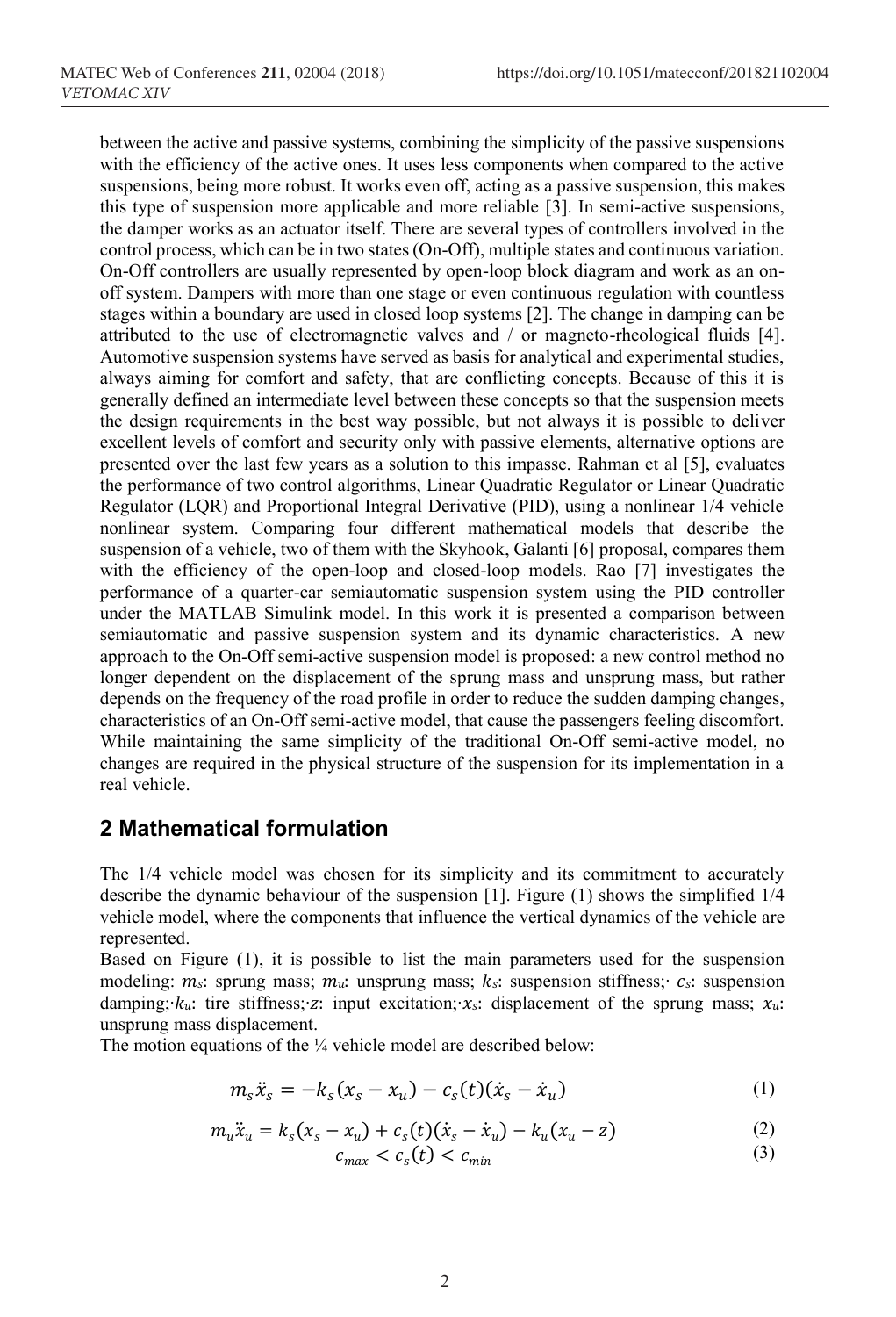between the active and passive systems, combining the simplicity of the passive suspensions with the efficiency of the active ones. It uses less components when compared to the active suspensions, being more robust. It works even off, acting as a passive suspension, this makes this type of suspension more applicable and more reliable [3]. In semi-active suspensions, the damper works as an actuator itself. There are several types of controllers involved in the control process, which can be in two states (On-Off), multiple states and continuous variation. On-Off controllers are usually represented by open-loop block diagram and work as an on-off system. Dampers with more than one stage or even continuous regulation with countless stages within a boundary are used in closed loop systems [2]. The change in damping can be attributed to the use of electromagnetic valves and / or magneto-rheological fluids [4]. Automotive suspension systems have served as basis for analytical and experimental studies, always aiming for comfort and safety, that are conflicting concepts. Because of this it is generally defined an intermediate level between these concepts so that the suspension meets the design requirements in the best way possible, but not always it is possible to deliver excellent levels of comfort and security only with passive elements, alternative options are presented over the last few years as a solution to this impasse. Rahman et al [5], evaluates the performance of two control algorithms, Linear Quadratic Regulator or Linear Quadratic Regulator (LQR) and Proportional Integral Derivative (PID), using a nonlinear 1/4 vehicle nonlinear system. Comparing four different mathematical models that describe the suspension of a vehicle, two of them with the Skyhook, Galanti [6] proposal, compares them with the efficiency of the open-loop and closed-loop models. Rao [7] investigates the performance of a quarter-car semiautomatic suspension system using the PID controller under the MATLAB Simulink model. In this work it is presented a comparison between semiautomatic and passive suspension system and its dynamic characteristics. A new approach to the On-Off semi-active suspension model is proposed: a new control method no longer dependent on the displacement of the sprung mass and unsprung mass, but rather depends on the frequency of the road profile in order to reduce the sudden damping changes, characteristics of an On-Off semi-active model, that cause the passengers feeling discomfort. While maintaining the same simplicity of the traditional On-Off semi-active model, no changes are required in the physical structure of the suspension for its implementation in a real vehicle.

## 2 Mathematical formulation

The 1/4 vehicle model was chosen for its simplicity and its commitment to accurately describe the dynamic behaviour of the suspension [1]. Figure (1) shows the simplified 1/4 vehicle model, where the components that influence the vertical dynamics of the vehicle are represented.

Based on Figure (1), it is possible to list the main parameters used for the suspension modeling: $m_s$: sprung mass; $m_u$: unsprung mass; $k_s$: suspension stiffness; $c_s$: suspension damping; $k_u$: tire stiffness; $z$: input excitation; $x_s$: displacement of the sprung mass; $x_u$: unsprung mass displacement.

The motion equations of the ¼ vehicle model are described below:

$$m_s\ddot{x}_s = -k_s(x_s - x_u) - c_s(t)(\dot{x}_s - \dot{x}_u) \tag{1}$$

$$m_u\ddot{x}_u = k_s(x_s - x_u) + c_s(t)(\dot{x}_s - \dot{x}_u) - k_u(x_u - z) \tag{2}$$

$$c_{max} < c_s(t) < c_{min} \tag{3}$$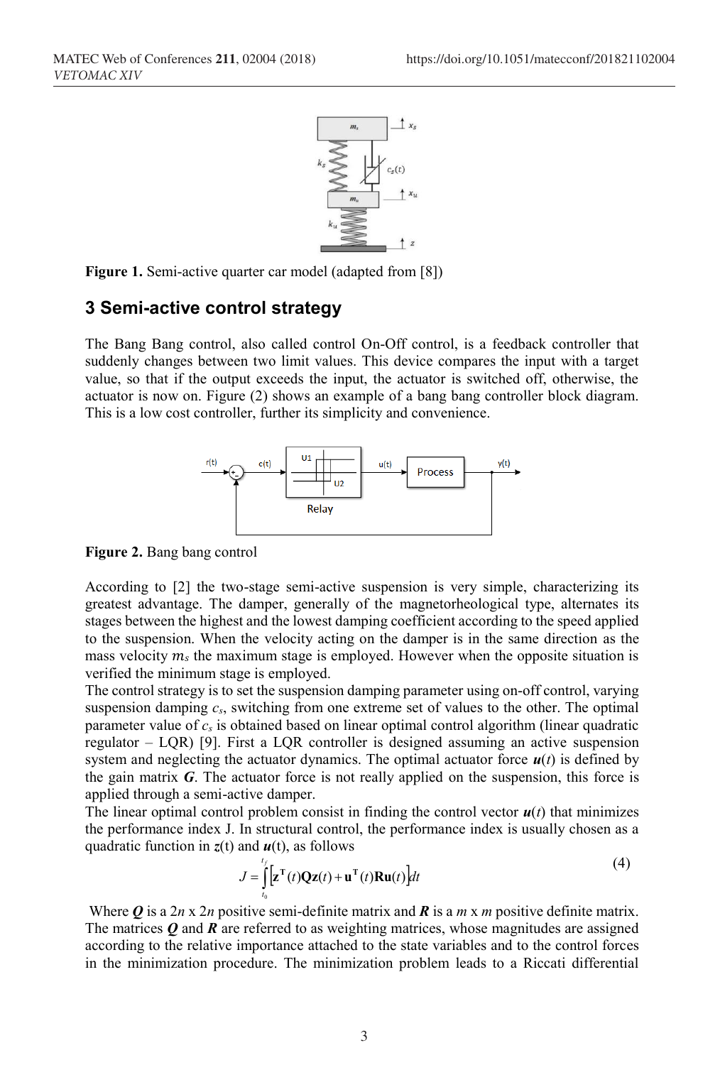Figure 1. Semi-active quarter car model (adapted from [8])

## 3 Semi-active control strategy

The Bang Bang control, also called control On-Off control, is a feedback controller that suddenly changes between two limit values. This device compares the input with a target value, so that if the output exceeds the input, the actuator is switched off, otherwise, the actuator is now on. Figure (2) shows an example of a bang bang controller block diagram. This is a low cost controller, further its simplicity and convenience.

Figure 2. Bang bang control

According to [2] the two-stage semi-active suspension is very simple, characterizing its greatest advantage. The damper, generally of the magnetorheological type, alternates its stages between the highest and the lowest damping coefficient according to the speed applied to the suspension. When the velocity acting on the damper is in the same direction as the mass velocity $m_s$ the maximum stage is employed. However when the opposite situation is verified the minimum stage is employed.

The control strategy is to set the suspension damping parameter using on-off control, varying suspension damping $c_s$, switching from one extreme set of values to the other. The optimal parameter value of $c_s$ is obtained based on linear optimal control algorithm (linear quadratic regulator – LQR) [9]. First a LQR controller is designed assuming an active suspension system and neglecting the actuator dynamics. The optimal actuator force $\boldsymbol{u}(t)$ is defined by the gain matrix $\boldsymbol{G}$. The actuator force is not really applied on the suspension, this force is applied through a semi-active damper.

The linear optimal control problem consist in finding the control vector $\boldsymbol{u}(t)$ that minimizes the performance index J. In structural control, the performance index is usually chosen as a quadratic function in $\boldsymbol{z}(t)$ and $\boldsymbol{u}(t)$, as follows

$$J = \int_{t_0}^{t_f} \left[ \mathbf{z}^{\mathrm{T}}(t)\mathbf{Q}\mathbf{z}(t) + \mathbf{u}^{\mathrm{T}}(t)\mathbf{R}\mathbf{u}(t) \right] dt \tag{4}$$

Where $\boldsymbol{Q}$ is a $2n$ x $2n$ positive semi-definite matrix and $\boldsymbol{R}$ is a $m$ x $m$ positive definite matrix. The matrices $\boldsymbol{Q}$ and $\boldsymbol{R}$ are referred to as weighting matrices, whose magnitudes are assigned according to the relative importance attached to the state variables and to the control forces in the minimization procedure. The minimization problem leads to a Riccati differential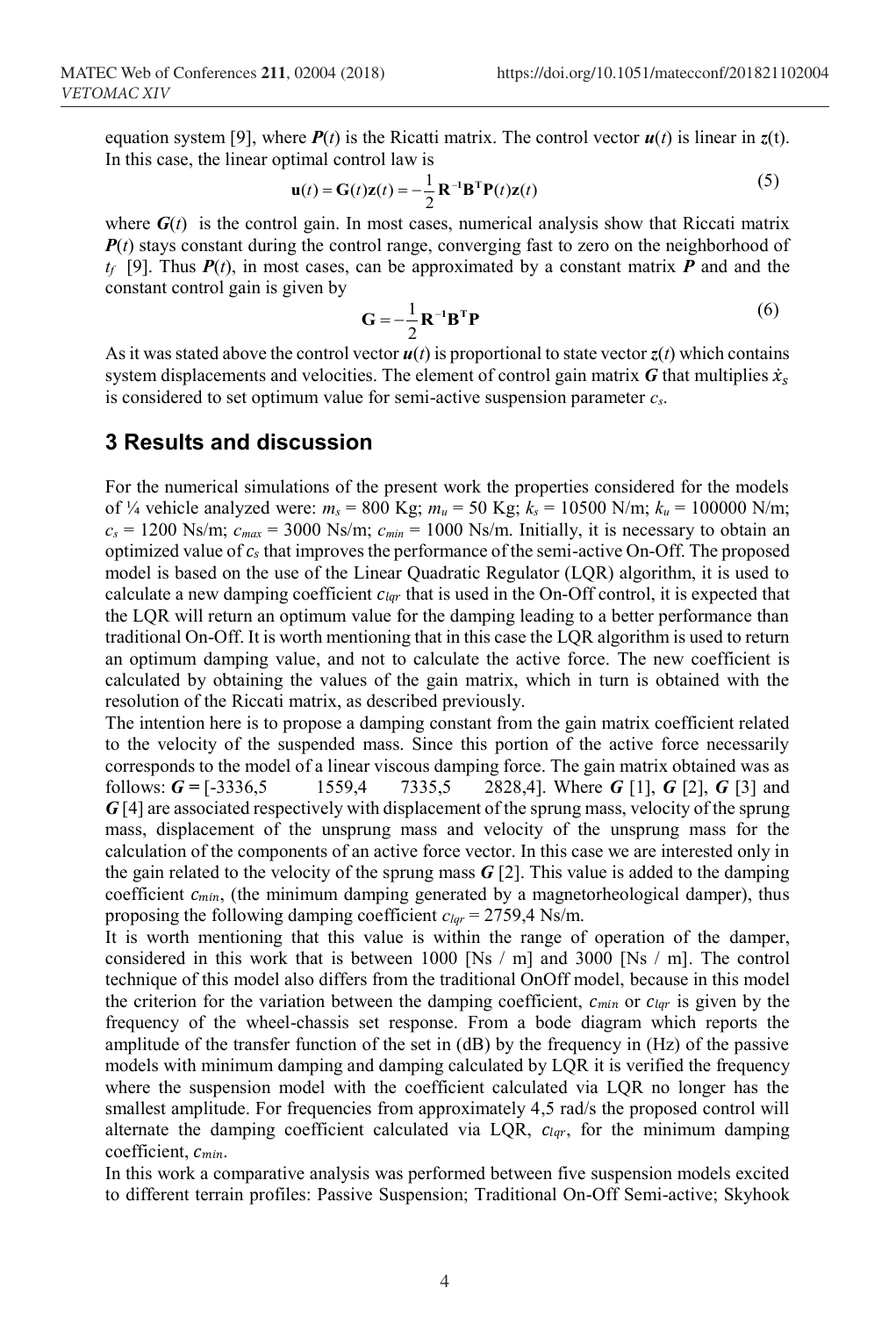equation system [9], where $\boldsymbol{P}(t)$ is the Ricatti matrix. The control vector $\boldsymbol{u}(t)$ is linear in $\boldsymbol{z}(t)$. In this case, the linear optimal control law is

$$\mathbf{u}(t) = \mathbf{G}(t)\mathbf{z}(t) = -\frac{1}{2}\mathbf{R}^{-1}\mathbf{B}^{\mathbf{T}}\mathbf{P}(t)\mathbf{z}(t) \tag{5}$$

where $\boldsymbol{G}(t)$ is the control gain. In most cases, numerical analysis show that Riccati matrix $\boldsymbol{P}(t)$ stays constant during the control range, converging fast to zero on the neighborhood of $t_f$ [9]. Thus $\boldsymbol{P}(t)$, in most cases, can be approximated by a constant matrix $\boldsymbol{P}$ and and the constant control gain is given by

$$\mathbf{G} = -\frac{1}{2}\mathbf{R}^{-1}\mathbf{B}^{\mathbf{T}}\mathbf{P} \tag{6}$$

As it was stated above the control vector $\boldsymbol{u}(t)$ is proportional to state vector $\boldsymbol{z}(t)$ which contains system displacements and velocities. The element of control gain matrix $\boldsymbol{G}$ that multiplies $\dot{x}_s$ is considered to set optimum value for semi-active suspension parameter $c_s$.

## 3 Results and discussion

For the numerical simulations of the present work the properties considered for the models of ¼ vehicle analyzed were: $m_s$ = 800 Kg; $m_u$ = 50 Kg; $k_s$ = 10500 N/m; $k_u$ = 100000 N/m; $c_s$ = 1200 Ns/m; $c_{max}$ = 3000 Ns/m; $c_{min}$ = 1000 Ns/m. Initially, it is necessary to obtain an optimized value of $c_s$ that improves the performance of the semi-active On-Off. The proposed model is based on the use of the Linear Quadratic Regulator (LQR) algorithm, it is used to calculate a new damping coefficient $c_{lqr}$ that is used in the On-Off control, it is expected that the LQR will return an optimum value for the damping leading to a better performance than traditional On-Off. It is worth mentioning that in this case the LQR algorithm is used to return an optimum damping value, and not to calculate the active force. The new coefficient is calculated by obtaining the values of the gain matrix, which in turn is obtained with the resolution of the Riccati matrix, as described previously.

The intention here is to propose a damping constant from the gain matrix coefficient related to the velocity of the suspended mass. Since this portion of the active force necessarily corresponds to the model of a linear viscous damping force. The gain matrix obtained was as follows: $\boldsymbol{G}$ = [-3336,5 1559,4 7335,5 2828,4]. Where $\boldsymbol{G}$ [1], $\boldsymbol{G}$ [2], $\boldsymbol{G}$ [3] and $\boldsymbol{G}$ [4] are associated respectively with displacement of the sprung mass, velocity of the sprung mass, displacement of the unsprung mass and velocity of the unsprung mass for the calculation of the components of an active force vector. In this case we are interested only in the gain related to the velocity of the sprung mass $\boldsymbol{G}$ [2]. This value is added to the damping coefficient $c_{min}$, (the minimum damping generated by a magnetorheological damper), thus proposing the following damping coefficient $c_{lqr}$ = 2759,4 Ns/m.

It is worth mentioning that this value is within the range of operation of the damper, considered in this work that is between 1000 [Ns / m] and 3000 [Ns / m]. The control technique of this model also differs from the traditional OnOff model, because in this model the criterion for the variation between the damping coefficient, $c_{min}$ or $c_{lqr}$ is given by the frequency of the wheel-chassis set response. From a bode diagram which reports the amplitude of the transfer function of the set in (dB) by the frequency in (Hz) of the passive models with minimum damping and damping calculated by LQR it is verified the frequency where the suspension model with the coefficient calculated via LQR no longer has the smallest amplitude. For frequencies from approximately 4,5 rad/s the proposed control will alternate the damping coefficient calculated via LQR, $c_{lqr}$, for the minimum damping coefficient, $c_{min}$.

In this work a comparative analysis was performed between five suspension models excited to different terrain profiles: Passive Suspension; Traditional On-Off Semi-active; Skyhook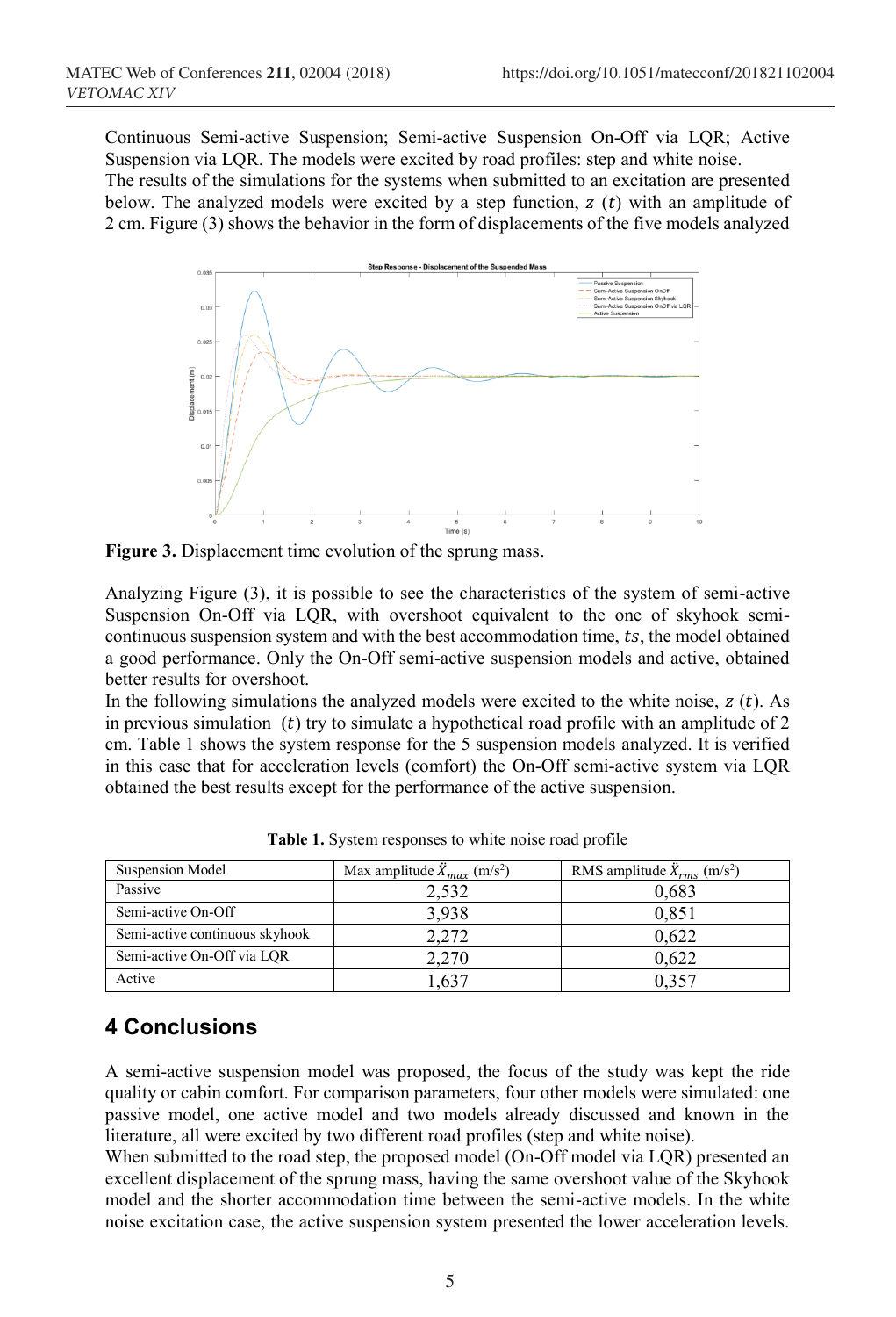Continuous Semi-active Suspension; Semi-active Suspension On-Off via LQR; Active Suspension via LQR. The models were excited by road profiles: step and white noise.
The results of the simulations for the systems when submitted to an excitation are presented below. The analyzed models were excited by a step function, $z(t)$ with an amplitude of 2 cm. Figure (3) shows the behavior in the form of displacements of the five models analyzed

Step Response - Displacement of the Suspended Mass

Passive Suspension
Semi-Active Suspension OnOff
Semi-Active Suspension Skyhook
Semi-Active Suspension OnOff via LQR
Active Suspension

Displacement (m)

0.035
0.03
0.025
0.02
0.015
0.01
0.005
0

Time (s)

0 1 2 3 4 5 6 7 8 9 10

**Figure 3.** Displacement time evolution of the sprung mass.

Analyzing Figure (3), it is possible to see the characteristics of the system of semi-active Suspension On-Off via LQR, with overshoot equivalent to the one of skyhook semi-continuous suspension system and with the best accommodation time, $ts$, the model obtained a good performance. Only the On-Off semi-active suspension models and active, obtained better results for overshoot.
In the following simulations the analyzed models were excited to the white noise, $z(t)$. As in previous simulation $(t)$ try to simulate a hypothetical road profile with an amplitude of 2 cm. Table 1 shows the system response for the 5 suspension models analyzed. It is verified in this case that for acceleration levels (comfort) the On-Off semi-active system via LQR obtained the best results except for the performance of the active suspension.

**Table 1.** System responses to white noise road profile

| Suspension Model | Max amplitude $\ddot{X}_{max}$ (m/s$^2$) | RMS amplitude $\ddot{X}_{rms}$ (m/s$^2$) |
|---|---|---|
| Passive | 2,532 | 0,683 |
| Semi-active On-Off | 3,938 | 0,851 |
| Semi-active continuous skyhook | 2,272 | 0,622 |
| Semi-active On-Off via LQR | 2,270 | 0,622 |
| Active | 1,637 | 0,357 |

## 4 Conclusions

A semi-active suspension model was proposed, the focus of the study was kept the ride quality or cabin comfort. For comparison parameters, four other models were simulated: one passive model, one active model and two models already discussed and known in the literature, all were excited by two different road profiles (step and white noise).
When submitted to the road step, the proposed model (On-Off model via LQR) presented an excellent displacement of the sprung mass, having the same overshoot value of the Skyhook model and the shorter accommodation time between the semi-active models. In the white noise excitation case, the active suspension system presented the lower acceleration levels.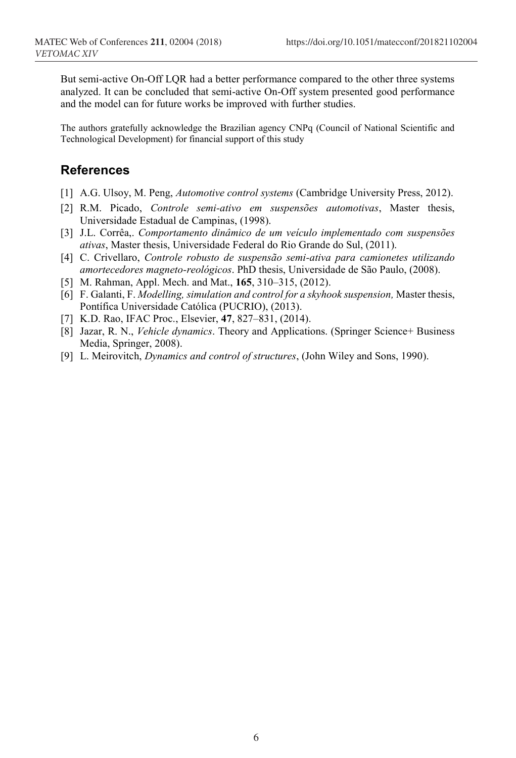But semi-active On-Off LQR had a better performance compared to the other three systems analyzed. It can be concluded that semi-active On-Off system presented good performance and the model can for future works be improved with further studies.

The authors gratefully acknowledge the Brazilian agency CNPq (Council of National Scientific and Technological Development) for financial support of this study

## References

[1] A.G. Ulsoy, M. Peng, *Automotive control systems* (Cambridge University Press, 2012).

[2] R.M. Picado, *Controle semi-ativo em suspensões automotivas*, Master thesis, Universidade Estadual de Campinas, (1998).

[3] J.L. Corrêa,. *Comportamento dinâmico de um veículo implementado com suspensões ativas*, Master thesis, Universidade Federal do Rio Grande do Sul, (2011).

[4] C. Crivellaro, *Controle robusto de suspensão semi-ativa para camionetes utilizando amortecedores magneto-reológicos*. PhD thesis, Universidade de São Paulo, (2008).

[5] M. Rahman, Appl. Mech. and Mat., **165**, 310–315, (2012).

[6] F. Galanti, F. *Modelling, simulation and control for a skyhook suspension,* Master thesis, Pontífica Universidade Católica (PUCRIO), (2013).

[7] K.D. Rao, IFAC Proc., Elsevier, **47**, 827–831, (2014).

[8] Jazar, R. N., *Vehicle dynamics*. Theory and Applications. (Springer Science+ Business Media, Springer, 2008).

[9] L. Meirovitch, *Dynamics and control of structures*, (John Wiley and Sons, 1990).